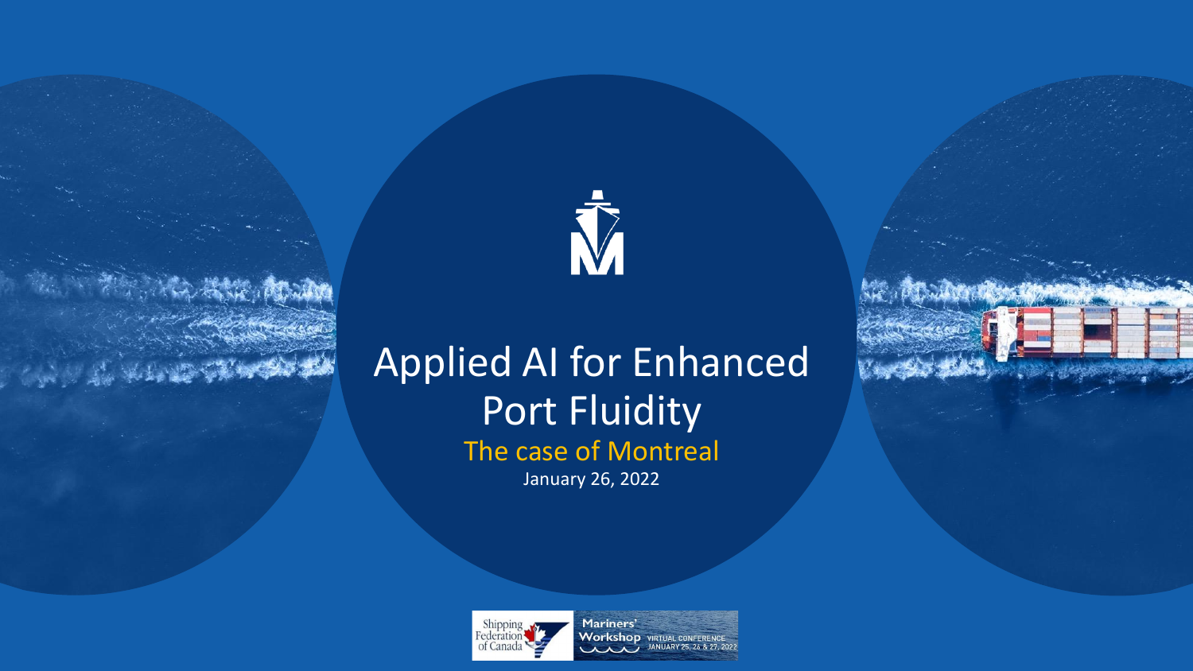# Applied AI for Enhanced Port Fluidity

## The case of Montreal

January 26, 2022

Shipping Federation of Canada

Mariners' Workshop VIRTUAL CONFERENCE JANUARY 25, 26 & 27, 2022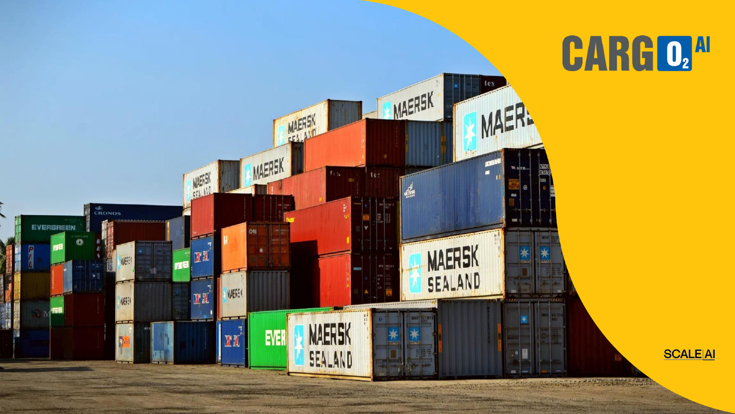# CARGO₂ AI

SCALE|AI

# CARG $O_2$ AI

SCALE|AI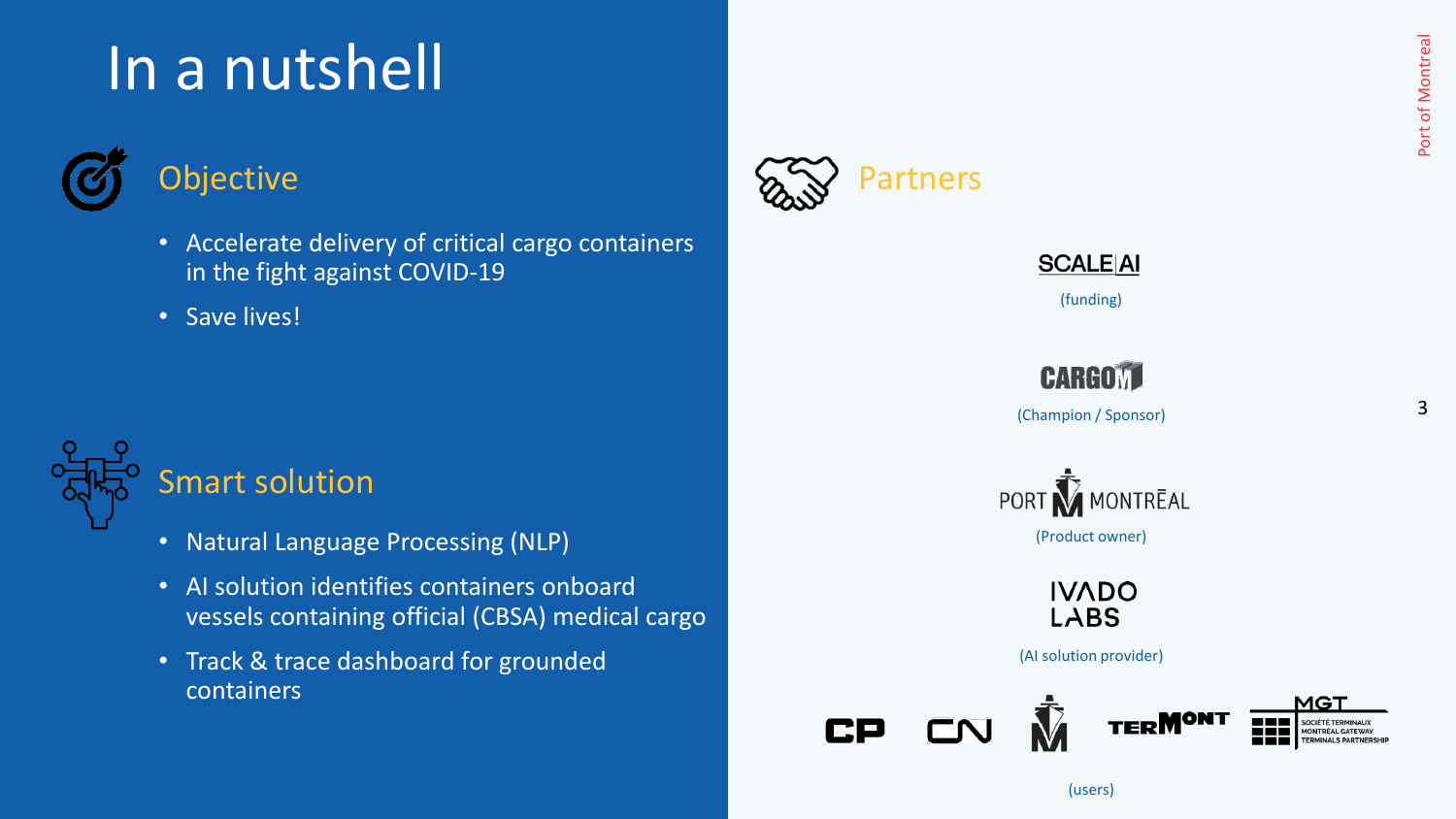# In a nutshell

## Objective

- Accelerate delivery of critical cargo containers in the fight against COVID-19
- Save lives!

## Smart solution

- Natural Language Processing (NLP)
- AI solution identifies containers onboard vessels containing official (CBSA) medical cargo
- Track & trace dashboard for grounded containers

## Partners

SCALE AI

(funding)

CARGOM

(Champion / Sponsor)

PORT MONTRÉAL

(Product owner)

IVADO LABS

(AI solution provider)

CP | CN | M | TERMONT | MGT – SOCIÉTÉ TERMINAUX MONTRÉAL GATEWAY TERMINALS PARTNERSHIP

(users)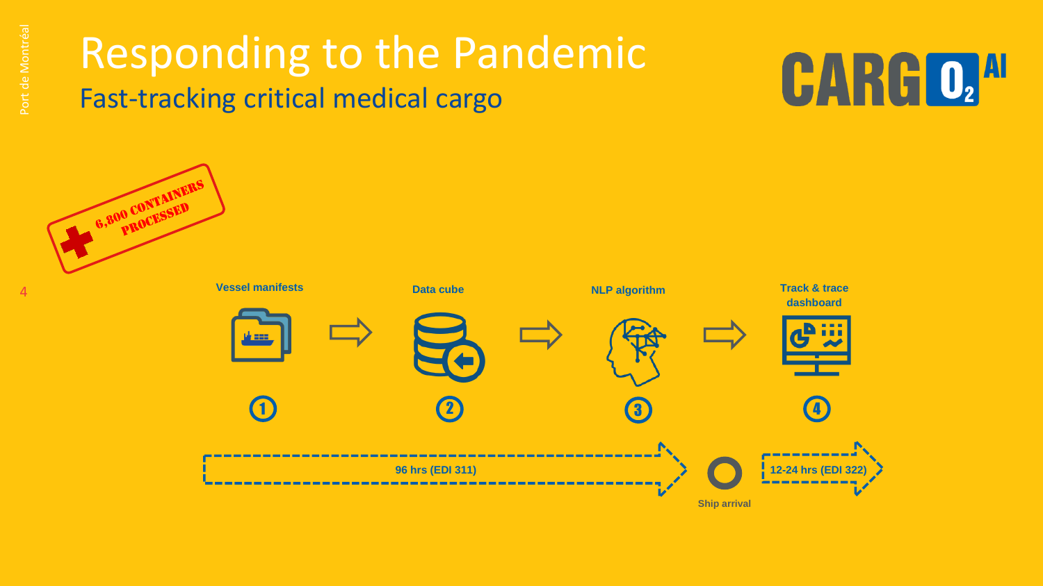# Responding to the Pandemic

## Fast-tracking critical medical cargo

CARGO₂ AI

6,800 CONTAINERS PROCESSED

**Vessel manifests** → **Data cube** → **NLP algorithm** → **Track & trace dashboard**

1. Vessel manifests
2. Data cube
3. NLP algorithm
4. Track & trace dashboard

**96 hrs (EDI 311)** → **Ship arrival** → **12-24 hrs (EDI 322)**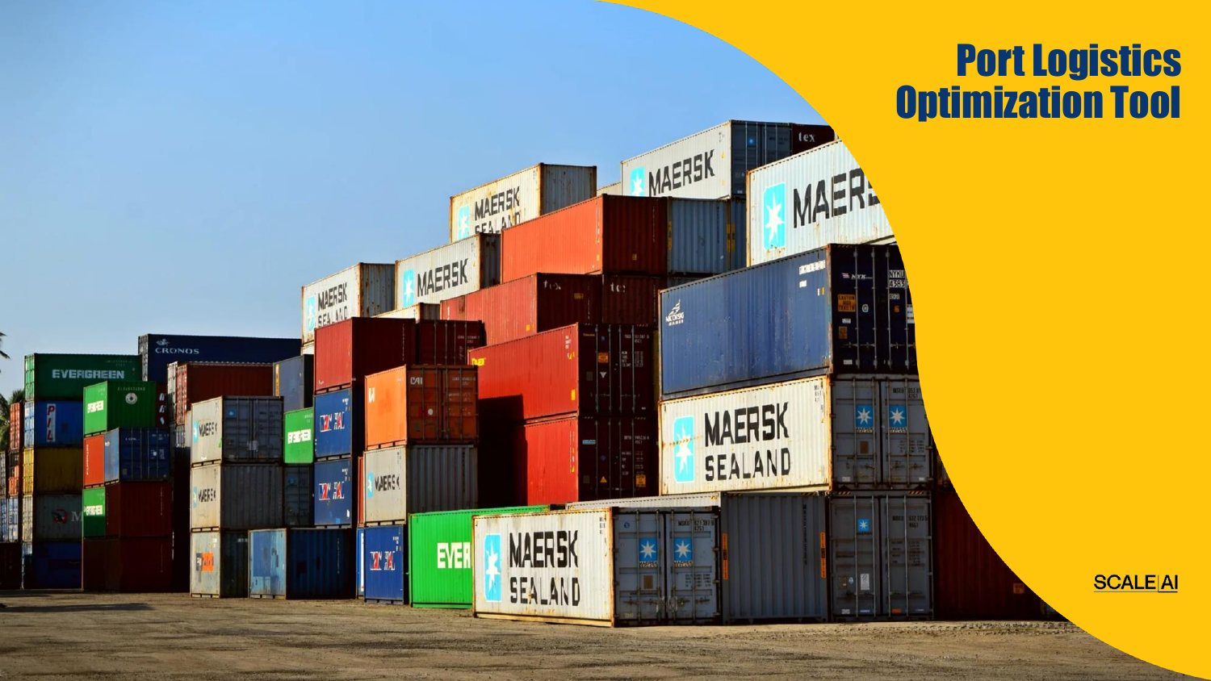# Port Logistics Optimization Tool

SCALE AI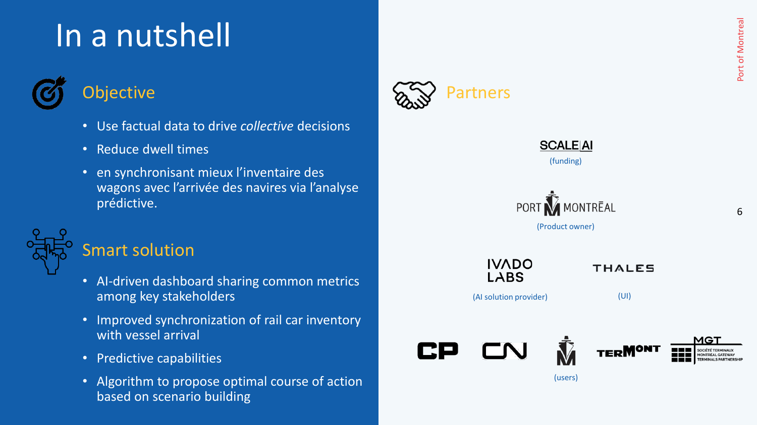# In a nutshell

## Objective

- Use factual data to drive *collective* decisions
- Reduce dwell times
- en synchronisant mieux l'inventaire des wagons avec l'arrivée des navires via l'analyse prédictive.

## Smart solution

- AI-driven dashboard sharing common metrics among key stakeholders
- Improved synchronization of rail car inventory with vessel arrival
- Predictive capabilities
- Algorithm to propose optimal course of action based on scenario building

## Partners

SCALE AI
(funding)

PORT MONTRÉAL
(Product owner)

IVADO LABS
(AI solution provider)

THALES
(UI)

CP, CN, M, TERMONT, MGT SOCIÉTÉ TERMINAUX MONTRÉAL GATEWAY TERMINALS PARTNERSHIP
(users)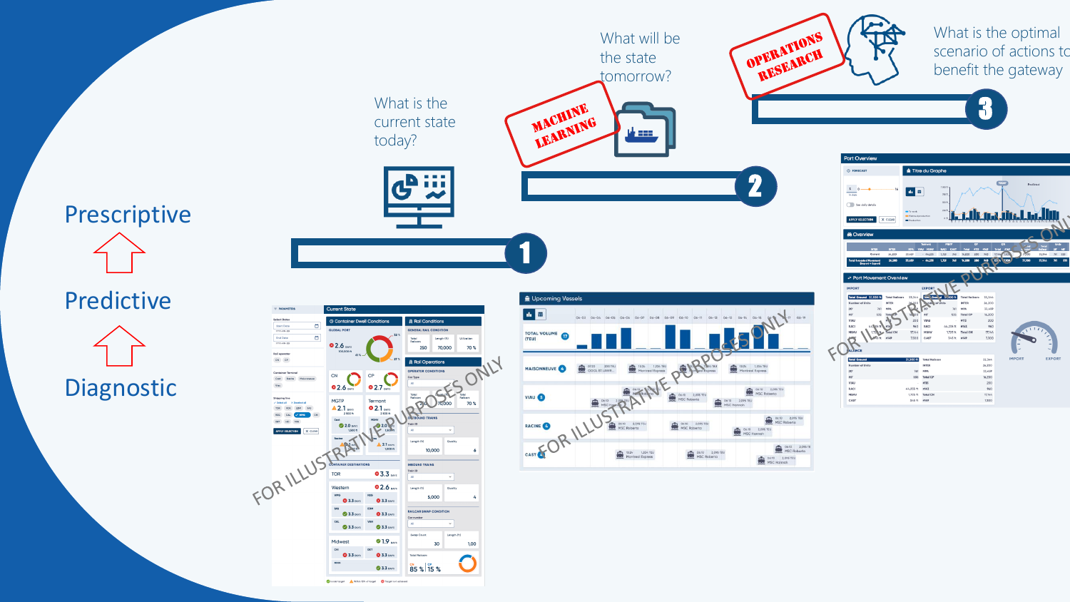Prescriptive

Predictive

Diagnostic

What is the current state today?

1

MACHINE LEARNING

What will be the state tomorrow?

2

OPERATIONS RESEARCH

What is the optimal scenario of actions to benefit the gateway

3

FOR ILLUSTRATIVE PURPOSES ONLY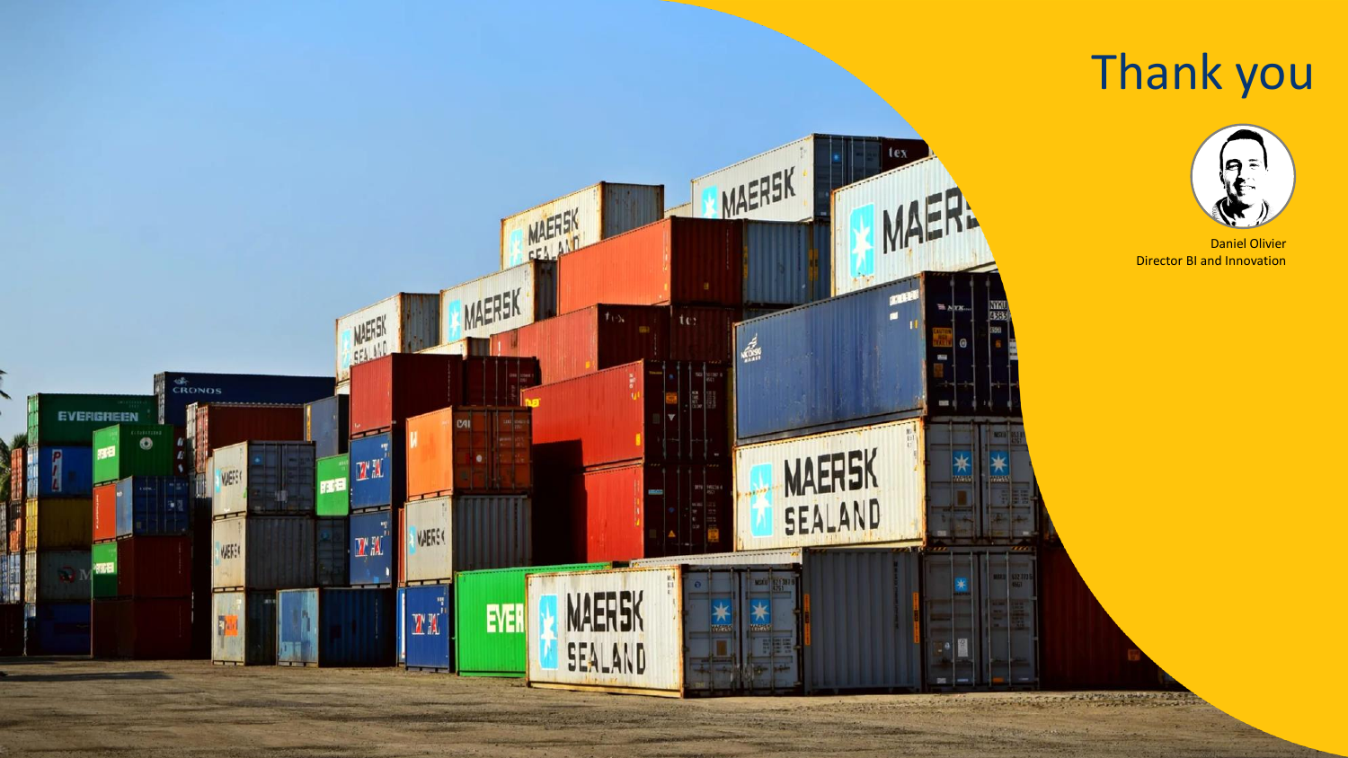# Thank you

Daniel Olivier
Director BI and Innovation